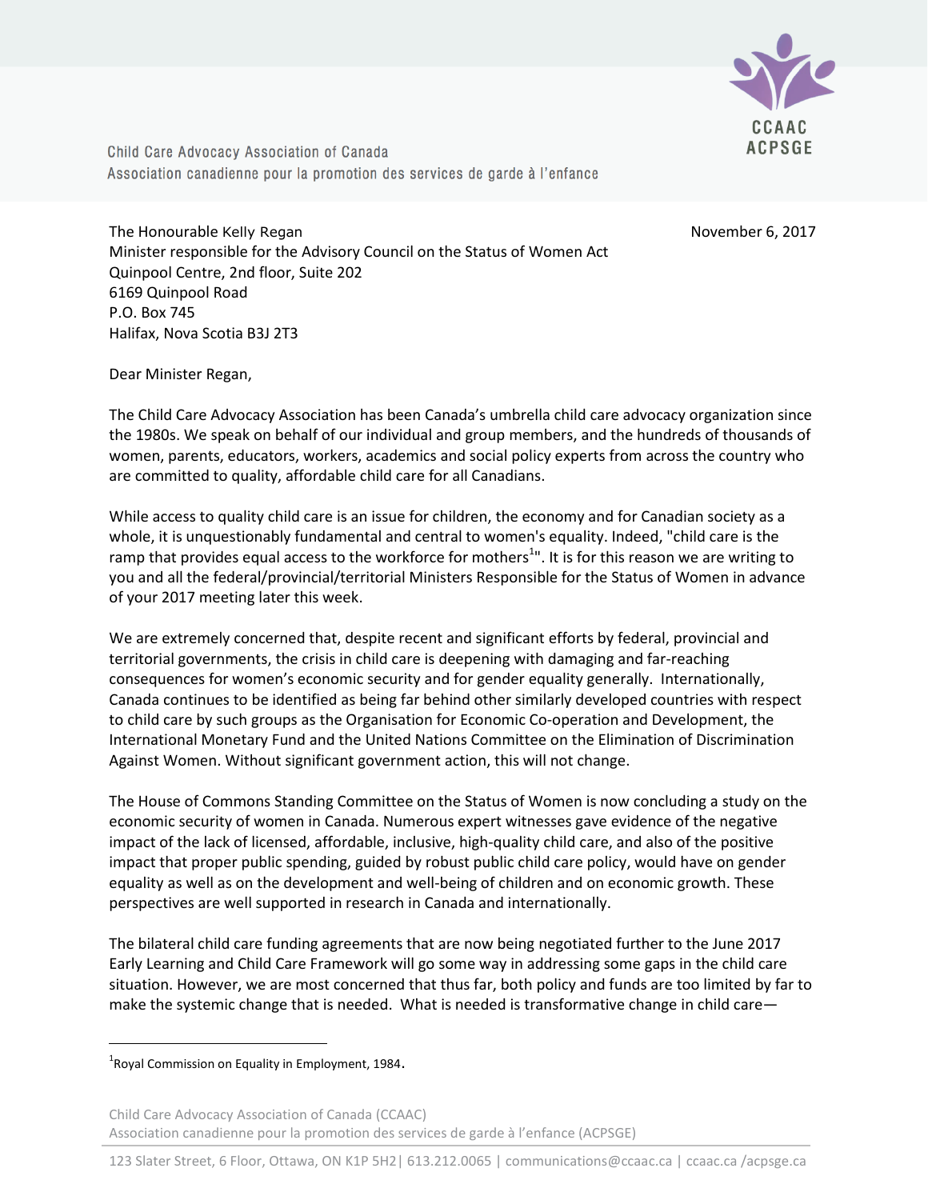Child Care Advocacy Association of Canada
Association canadienne pour la promotion des services de garde à l'enfance

CCAAC
ACPSGE

The Honourable Kelly Regan
Minister responsible for the Advisory Council on the Status of Women Act
Quinpool Centre, 2nd floor, Suite 202
6169 Quinpool Road
P.O. Box 745
Halifax, Nova Scotia B3J 2T3

November 6, 2017

Dear Minister Regan,

The Child Care Advocacy Association has been Canada's umbrella child care advocacy organization since the 1980s. We speak on behalf of our individual and group members, and the hundreds of thousands of women, parents, educators, workers, academics and social policy experts from across the country who are committed to quality, affordable child care for all Canadians.

While access to quality child care is an issue for children, the economy and for Canadian society as a whole, it is unquestionably fundamental and central to women's equality. Indeed, "child care is the ramp that provides equal access to the workforce for mothers[1]". It is for this reason we are writing to you and all the federal/provincial/territorial Ministers Responsible for the Status of Women in advance of your 2017 meeting later this week.

We are extremely concerned that, despite recent and significant efforts by federal, provincial and territorial governments, the crisis in child care is deepening with damaging and far-reaching consequences for women's economic security and for gender equality generally. Internationally, Canada continues to be identified as being far behind other similarly developed countries with respect to child care by such groups as the Organisation for Economic Co-operation and Development, the International Monetary Fund and the United Nations Committee on the Elimination of Discrimination Against Women. Without significant government action, this will not change.

The House of Commons Standing Committee on the Status of Women is now concluding a study on the economic security of women in Canada. Numerous expert witnesses gave evidence of the negative impact of the lack of licensed, affordable, inclusive, high-quality child care, and also of the positive impact that proper public spending, guided by robust public child care policy, would have on gender equality as well as on the development and well-being of children and on economic growth. These perspectives are well supported in research in Canada and internationally.

The bilateral child care funding agreements that are now being negotiated further to the June 2017 Early Learning and Child Care Framework will go some way in addressing some gaps in the child care situation. However, we are most concerned that thus far, both policy and funds are too limited by far to make the systemic change that is needed. What is needed is transformative change in child care—

[1] Royal Commission on Equality in Employment, 1984.

Child Care Advocacy Association of Canada (CCAAC)
Association canadienne pour la promotion des services de garde à l'enfance (ACPSGE)

123 Slater Street, 6 Floor, Ottawa, ON K1P 5H2| 613.212.0065 | communications@ccaac.ca | ccaac.ca /acpsge.ca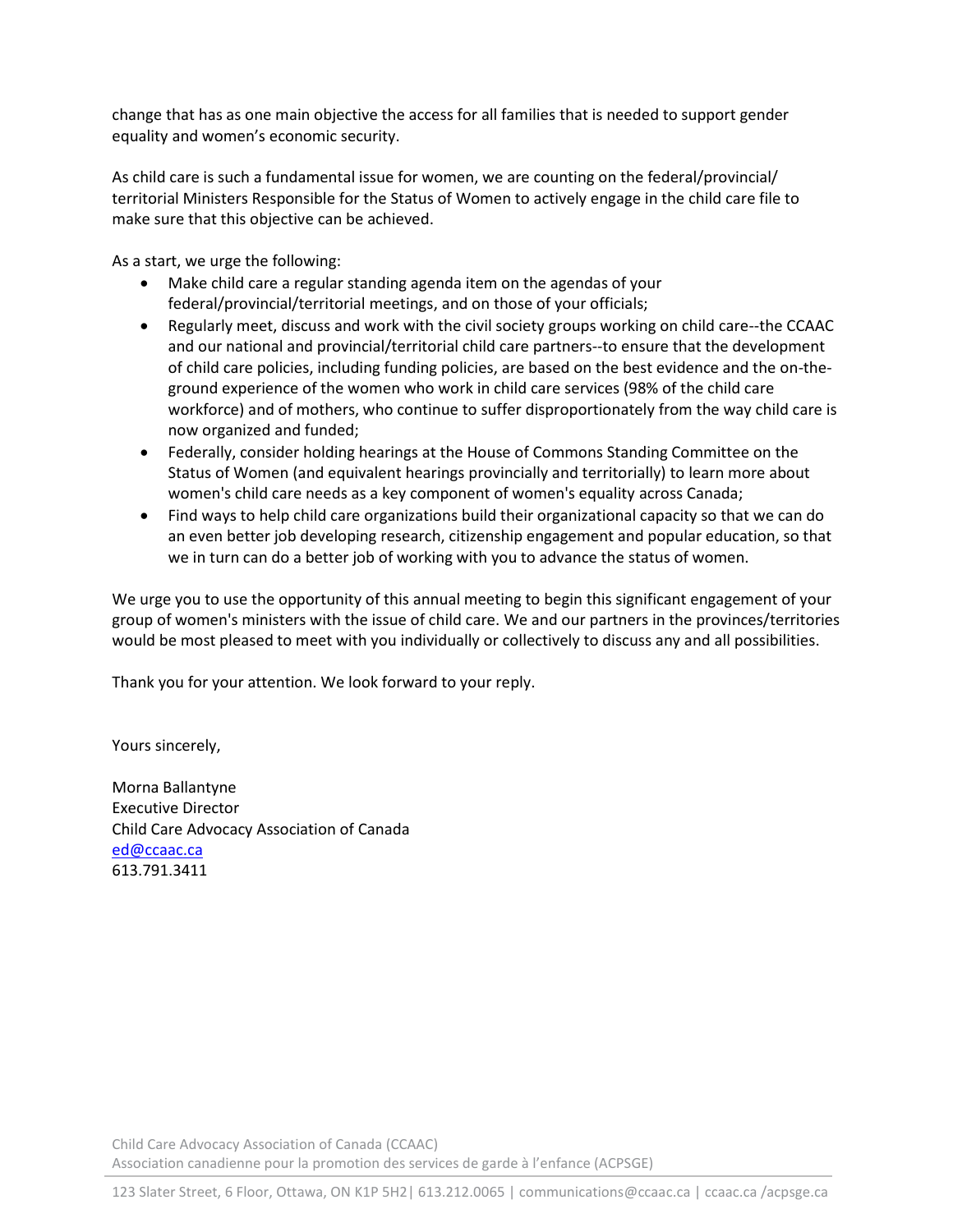change that has as one main objective the access for all families that is needed to support gender equality and women's economic security.

As child care is such a fundamental issue for women, we are counting on the federal/provincial/territorial Ministers Responsible for the Status of Women to actively engage in the child care file to make sure that this objective can be achieved.

As a start, we urge the following:

- Make child care a regular standing agenda item on the agendas of your federal/provincial/territorial meetings, and on those of your officials;
- Regularly meet, discuss and work with the civil society groups working on child care--the CCAAC and our national and provincial/territorial child care partners--to ensure that the development of child care policies, including funding policies, are based on the best evidence and the on-the-ground experience of the women who work in child care services (98% of the child care workforce) and of mothers, who continue to suffer disproportionately from the way child care is now organized and funded;
- Federally, consider holding hearings at the House of Commons Standing Committee on the Status of Women (and equivalent hearings provincially and territorially) to learn more about women's child care needs as a key component of women's equality across Canada;
- Find ways to help child care organizations build their organizational capacity so that we can do an even better job developing research, citizenship engagement and popular education, so that we in turn can do a better job of working with you to advance the status of women.

We urge you to use the opportunity of this annual meeting to begin this significant engagement of your group of women's ministers with the issue of child care. We and our partners in the provinces/territories would be most pleased to meet with you individually or collectively to discuss any and all possibilities.

Thank you for your attention. We look forward to your reply.

Yours sincerely,

Morna Ballantyne
Executive Director
Child Care Advocacy Association of Canada
ed@ccaac.ca
613.791.3411

Child Care Advocacy Association of Canada (CCAAC)
Association canadienne pour la promotion des services de garde à l'enfance (ACPSGE)

123 Slater Street, 6 Floor, Ottawa, ON K1P 5H2| 613.212.0065 | communications@ccaac.ca | ccaac.ca /acpsge.ca